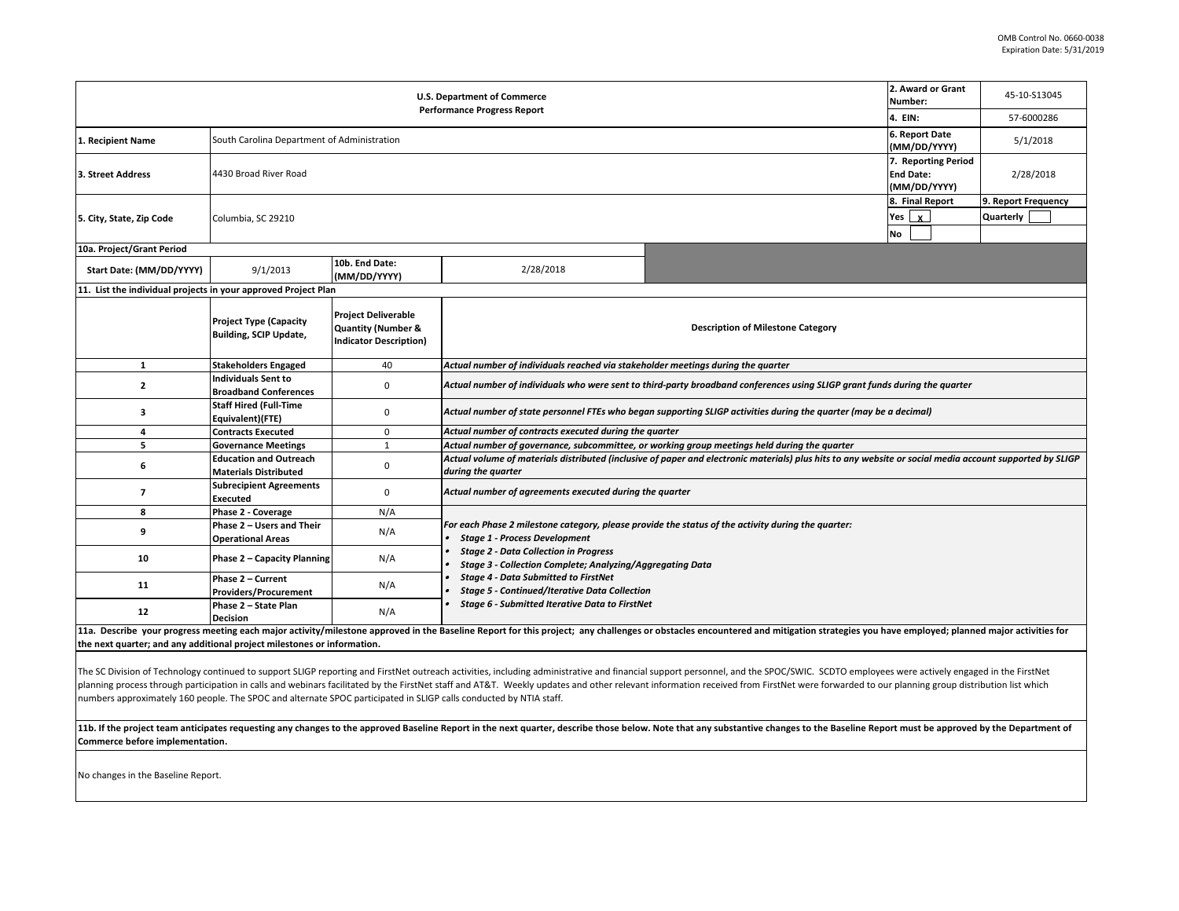OMB Control No. 0660-0038
Expiration Date: 5/31/2019

| U.S. Department of Commerce Performance Progress Report | | | | 2. Award or Grant Number: | 45-10-S13045 |
|---|---|---|---|---|---|
| | | | | 4. EIN: | 57-6000286 |
| 1. Recipient Name | South Carolina Department of Administration | | | 6. Report Date (MM/DD/YYYY) | 5/1/2018 |
| 3. Street Address | 4430 Broad River Road | | | 7. Reporting Period End Date: (MM/DD/YYYY) | 2/28/2018 |
| 5. City, State, Zip Code | Columbia, SC 29210 | | | 8. Final Report Yes X No | 9. Report Frequency Quarterly |
| 10a. Project/Grant Period | | | | | |
| Start Date: (MM/DD/YYYY) | 9/1/2013 | 10b. End Date: (MM/DD/YYYY) | 2/28/2018 | | |

**11. List the individual projects in your approved Project Plan**

| | Project Type (Capacity Building, SCIP Update, | Project Deliverable Quantity (Number & Indicator Description) | Description of Milestone Category |
|---|---|---|---|
| 1 | Stakeholders Engaged | 40 | *Actual number of individuals reached via stakeholder meetings during the quarter* |
| 2 | Individuals Sent to Broadband Conferences | 0 | *Actual number of individuals who were sent to third-party broadband conferences using SLIGP grant funds during the quarter* |
| 3 | Staff Hired (Full-Time Equivalent)(FTE) | 0 | *Actual number of state personnel FTEs who began supporting SLIGP activities during the quarter (may be a decimal)* |
| 4 | Contracts Executed | 0 | *Actual number of contracts executed during the quarter* |
| 5 | Governance Meetings | 1 | *Actual number of governance, subcommittee, or working group meetings held during the quarter* |
| 6 | Education and Outreach Materials Distributed | 0 | *Actual volume of materials distributed (inclusive of paper and electronic materials) plus hits to any website or social media account supported by SLIGP during the quarter* |
| 7 | Subrecipient Agreements Executed | 0 | *Actual number of agreements executed during the quarter* |
| 8 | Phase 2 - Coverage | N/A | *For each Phase 2 milestone category, please provide the status of the activity during the quarter:* <br>• *Stage 1 - Process Development* <br>• *Stage 2 - Data Collection in Progress* <br>• *Stage 3 - Collection Complete; Analyzing/Aggregating Data* <br>• *Stage 4 - Data Submitted to FirstNet* <br>• *Stage 5 - Continued/Iterative Data Collection* <br>• *Stage 6 - Submitted Iterative Data to FirstNet* |
| 9 | Phase 2 – Users and Their Operational Areas | N/A | |
| 10 | Phase 2 – Capacity Planning | N/A | |
| 11 | Phase 2 – Current Providers/Procurement | N/A | |
| 12 | Phase 2 – State Plan Decision | N/A | |

**11a. Describe your progress meeting each major activity/milestone approved in the Baseline Report for this project; any challenges or obstacles encountered and mitigation strategies you have employed; planned major activities for the next quarter; and any additional project milestones or information.**

The SC Division of Technology continued to support SLIGP reporting and FirstNet outreach activities, including administrative and financial support personnel, and the SPOC/SWIC. SCDTO employees were actively engaged in the FirstNet planning process through participation in calls and webinars facilitated by the FirstNet staff and AT&T. Weekly updates and other relevant information received from FirstNet were forwarded to our planning group distribution list which numbers approximately 160 people. The SPOC and alternate SPOC participated in SLIGP calls conducted by NTIA staff.

**11b. If the project team anticipates requesting any changes to the approved Baseline Report in the next quarter, describe those below. Note that any substantive changes to the Baseline Report must be approved by the Department of Commerce before implementation.**

No changes in the Baseline Report.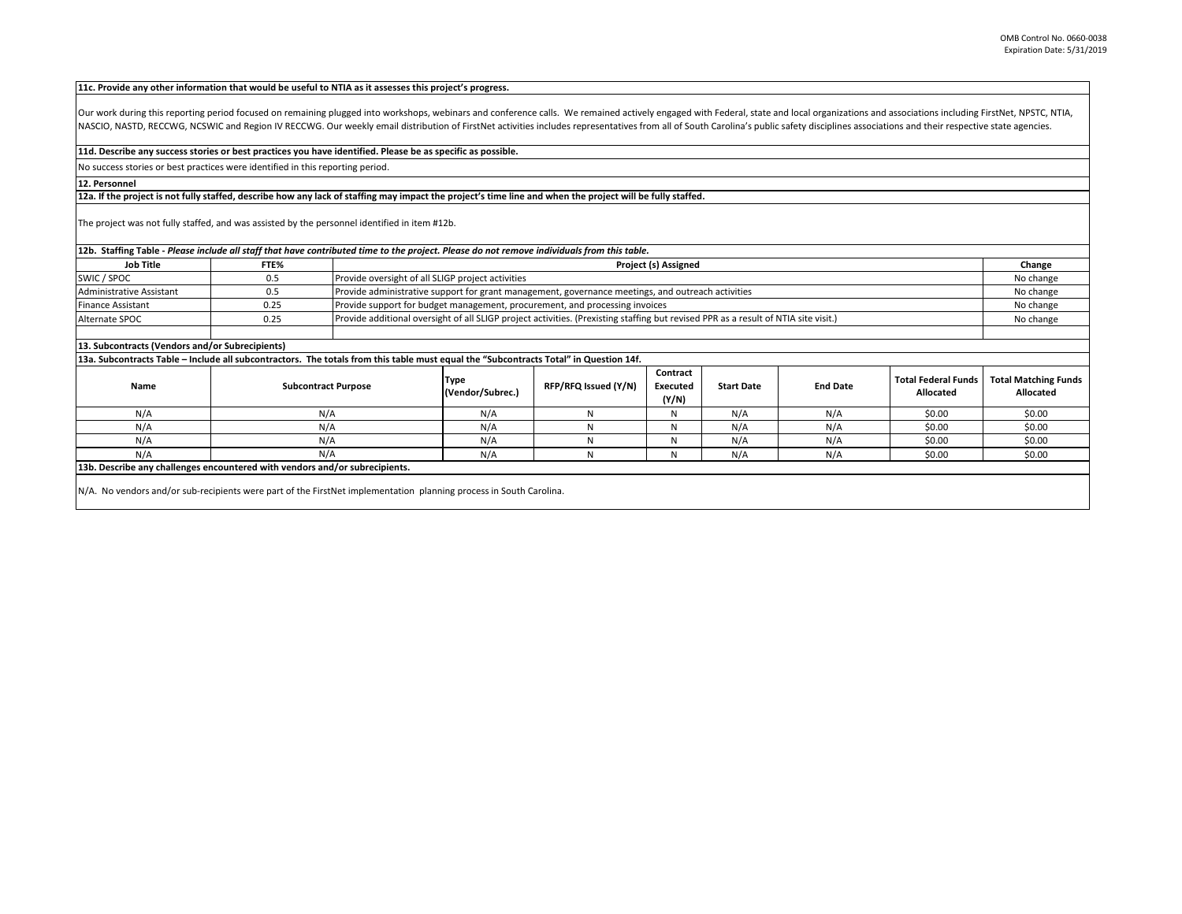**11c. Provide any other information that would be useful to NTIA as it assesses this project's progress.**

Our work during this reporting period focused on remaining plugged into workshops, webinars and conference calls. We remained actively engaged with Federal, state and local organizations and associations including FirstNet, NPSTC, NTIA, NASCIO, NASTD, RECCWG, NCSWIC and Region IV RECCWG. Our weekly email distribution of FirstNet activities includes representatives from all of South Carolina's public safety disciplines associations and their respective state agencies.

**11d. Describe any success stories or best practices you have identified. Please be as specific as possible.**

No success stories or best practices were identified in this reporting period.

**12. Personnel**

**12a. If the project is not fully staffed, describe how any lack of staffing may impact the project's time line and when the project will be fully staffed.**

The project was not fully staffed, and was assisted by the personnel identified in item #12b.

**12b. Staffing Table -** ***Please include all staff that have contributed time to the project. Please do not remove individuals from this table.***

| Job Title | FTE% | Project (s) Assigned | Change |
|---|---|---|---|
| SWIC / SPOC | 0.5 | Provide oversight of all SLIGP project activities | No change |
| Administrative Assistant | 0.5 | Provide administrative support for grant management, governance meetings, and outreach activities | No change |
| Finance Assistant | 0.25 | Provide support for budget management, procurement, and processing invoices | No change |
| Alternate SPOC | 0.25 | Provide additional oversight of all SLIGP project activities. (Prexisting staffing but revised PPR as a result of NTIA site visit.) | No change |
| | | | |

**13. Subcontracts (Vendors and/or Subrecipients)**

**13a. Subcontracts Table – Include all subcontractors. The totals from this table must equal the "Subcontracts Total" in Question 14f.**

| Name | Subcontract Purpose | Type (Vendor/Subrec.) | RFP/RFQ Issued (Y/N) | Contract Executed (Y/N) | Start Date | End Date | Total Federal Funds Allocated | Total Matching Funds Allocated |
|---|---|---|---|---|---|---|---|---|
| N/A | N/A | N/A | N | N | N/A | N/A | $0.00 | $0.00 |
| N/A | N/A | N/A | N | N | N/A | N/A | $0.00 | $0.00 |
| N/A | N/A | N/A | N | N | N/A | N/A | $0.00 | $0.00 |
| N/A | N/A | N/A | N | N | N/A | N/A | $0.00 | $0.00 |

**13b. Describe any challenges encountered with vendors and/or subrecipients.**

N/A. No vendors and/or sub-recipients were part of the FirstNet implementation planning process in South Carolina.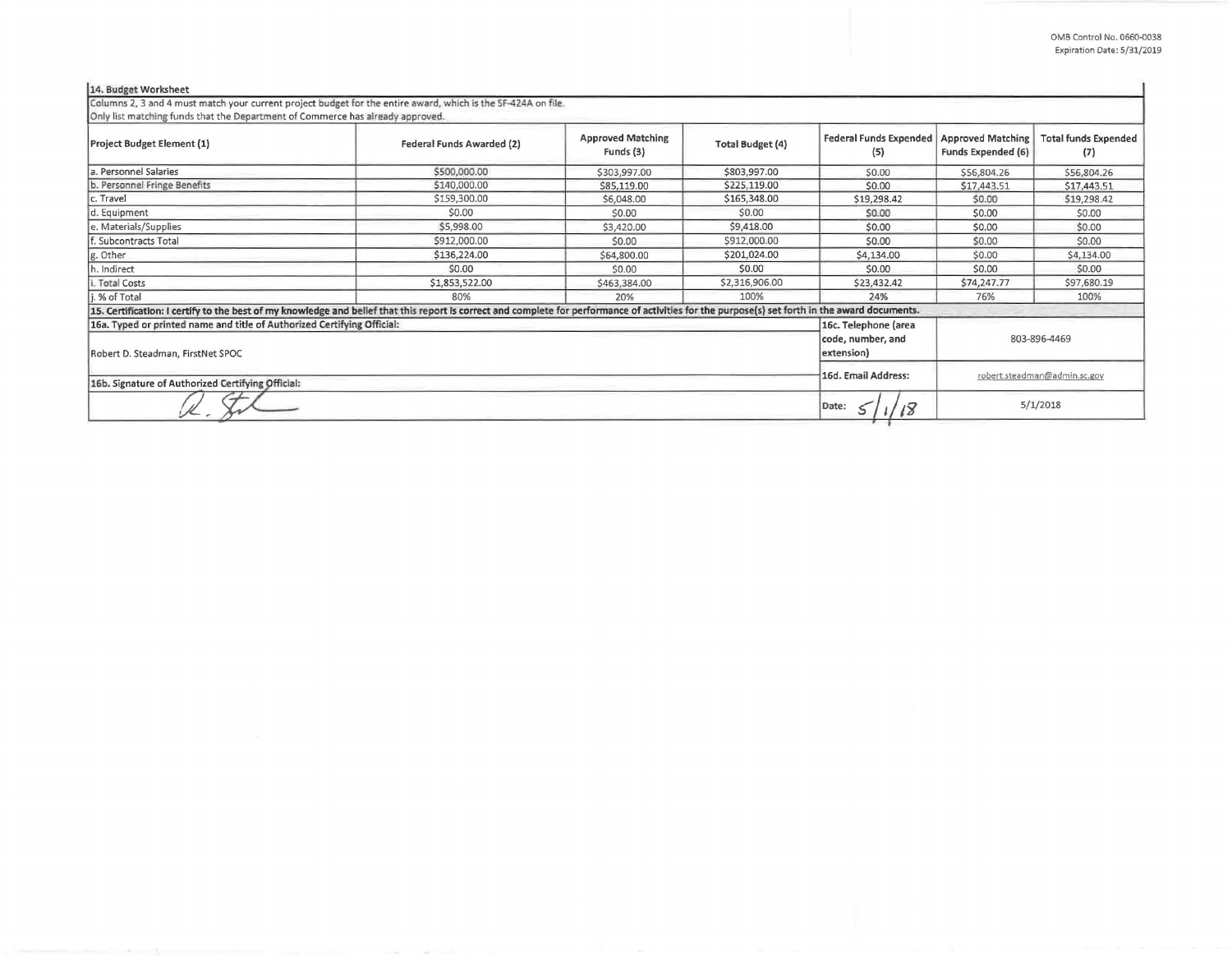OMB Control No. 0660-0038
Expiration Date: 5/31/2019

**14. Budget Worksheet**

Columns 2, 3 and 4 must match your current project budget for the entire award, which is the SF-424A on file.
Only list matching funds that the Department of Commerce has already approved.

| Project Budget Element (1) | Federal Funds Awarded (2) | Approved Matching Funds (3) | Total Budget (4) | Federal Funds Expended (5) | Approved Matching Funds Expended (6) | Total funds Expended (7) |
|---|---|---|---|---|---|---|
| a. Personnel Salaries | $500,000.00 | $303,997.00 | $803,997.00 | $0.00 | $56,804.26 | $56,804.26 |
| b. Personnel Fringe Benefits | $140,000.00 | $85,119.00 | $225,119.00 | $0.00 | $17,443.51 | $17,443.51 |
| c. Travel | $159,300.00 | $6,048.00 | $165,348.00 | $19,298.42 | $0.00 | $19,298.42 |
| d. Equipment | $0.00 | $0.00 | $0.00 | $0.00 | $0.00 | $0.00 |
| e. Materials/Supplies | $5,998.00 | $3,420.00 | $9,418.00 | $0.00 | $0.00 | $0.00 |
| f. Subcontracts Total | $912,000.00 | $0.00 | $912,000.00 | $0.00 | $0.00 | $0.00 |
| g. Other | $136,224.00 | $64,800.00 | $201,024.00 | $4,134.00 | $0.00 | $4,134.00 |
| h. Indirect | $0.00 | $0.00 | $0.00 | $0.00 | $0.00 | $0.00 |
| i. Total Costs | $1,853,522.00 | $463,384.00 | $2,316,906.00 | $23,432.42 | $74,247.77 | $97,680.19 |
| j. % of Total | 80% | 20% | 100% | 24% | 76% | 100% |

**15. Certification: I certify to the best of my knowledge and belief that this report is correct and complete for performance of activities for the purpose(s) set forth in the award documents.**

| | | |
|---|---|---|
| **16a. Typed or printed name and title of Authorized Certifying Official:** Robert D. Steadman, FirstNet SPOC | 16c. Telephone (area code, number, and extension) | 803-896-4469 |
| **16b. Signature of Authorized Certifying Official:** | 16d. Email Address: | robert.steadman@admin.sc.gov |
| | Date: 5/1/18 | 5/1/2018 |